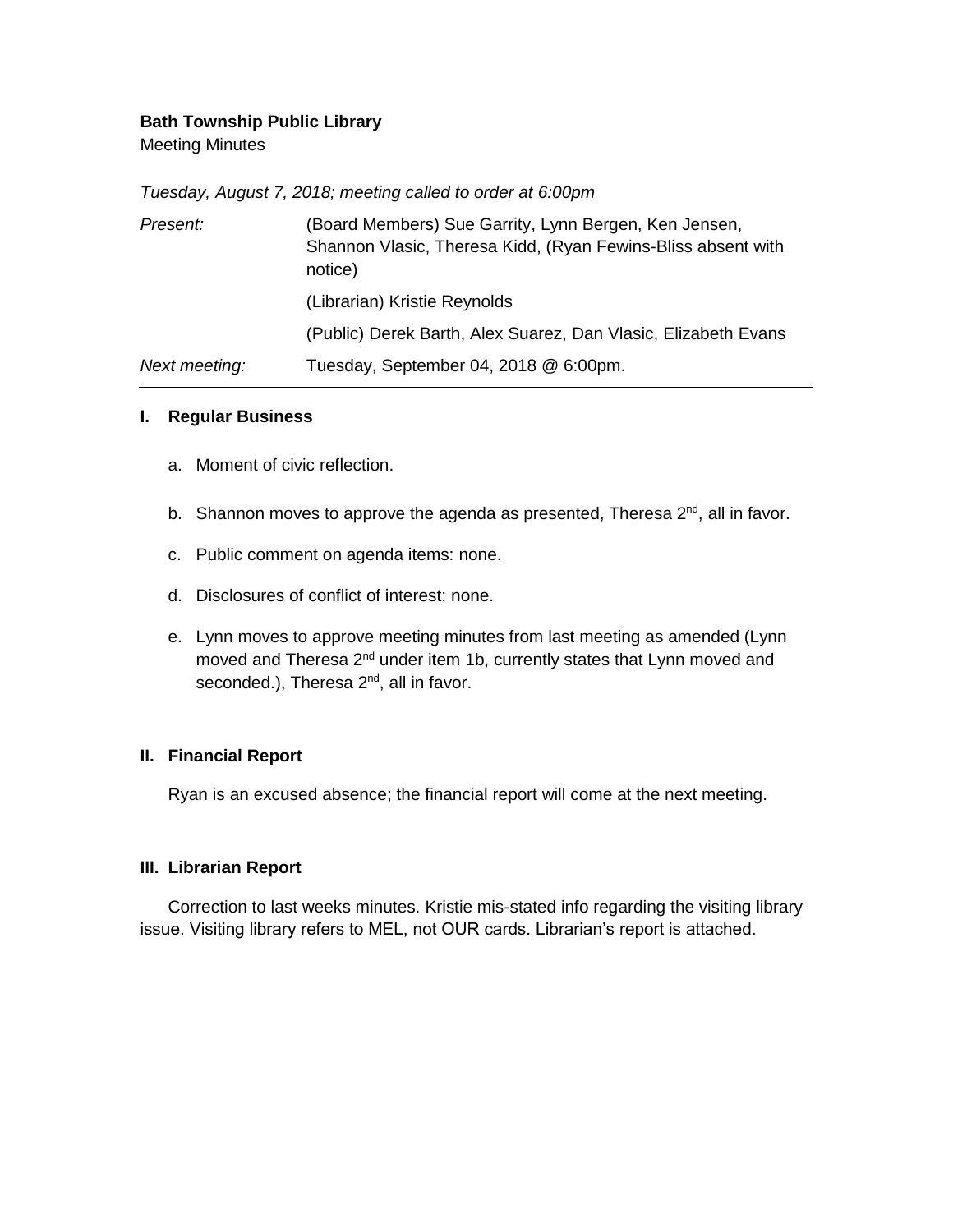**Bath Township Public Library**
Meeting Minutes

*Tuesday, August 7, 2018; meeting called to order at 6:00pm*

| *Present:* | (Board Members) Sue Garrity, Lynn Bergen, Ken Jensen, Shannon Vlasic, Theresa Kidd, (Ryan Fewins-Bliss absent with notice) |
|---|---|
| | (Librarian) Kristie Reynolds |
| | (Public) Derek Barth, Alex Suarez, Dan Vlasic, Elizabeth Evans |
| *Next meeting:* | Tuesday, September 04, 2018 @ 6:00pm. |

## I. Regular Business

a. Moment of civic reflection.

b. Shannon moves to approve the agenda as presented, Theresa 2nd, all in favor.

c. Public comment on agenda items: none.

d. Disclosures of conflict of interest: none.

e. Lynn moves to approve meeting minutes from last meeting as amended (Lynn moved and Theresa 2nd under item 1b, currently states that Lynn moved and seconded.), Theresa 2nd, all in favor.

## II. Financial Report

Ryan is an excused absence; the financial report will come at the next meeting.

## III. Librarian Report

Correction to last weeks minutes. Kristie mis-stated info regarding the visiting library issue. Visiting library refers to MEL, not OUR cards. Librarian's report is attached.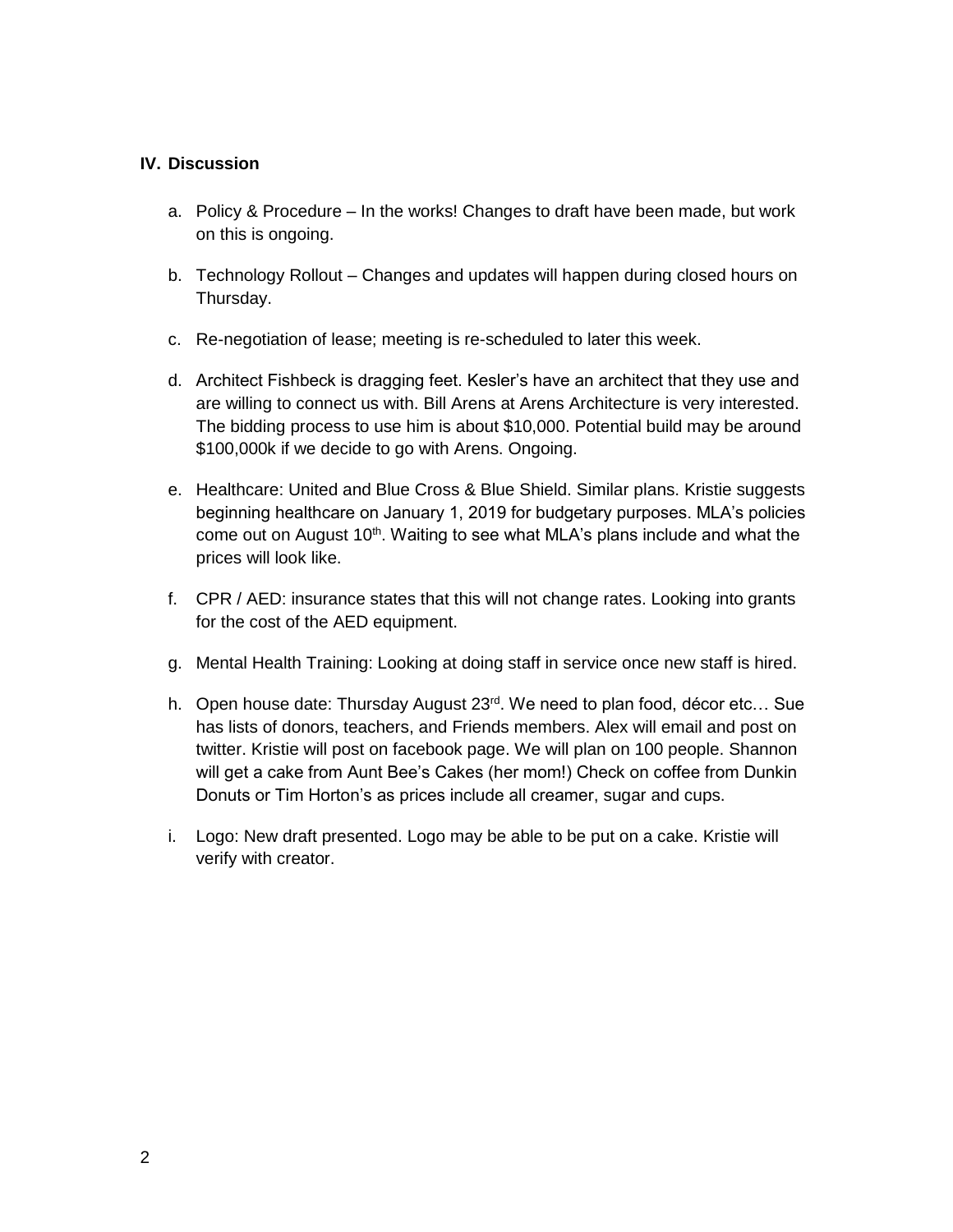## IV. Discussion

a. Policy & Procedure – In the works! Changes to draft have been made, but work on this is ongoing.

b. Technology Rollout – Changes and updates will happen during closed hours on Thursday.

c. Re-negotiation of lease; meeting is re-scheduled to later this week.

d. Architect Fishbeck is dragging feet. Kesler's have an architect that they use and are willing to connect us with. Bill Arens at Arens Architecture is very interested. The bidding process to use him is about $10,000. Potential build may be around $100,000k if we decide to go with Arens. Ongoing.

e. Healthcare: United and Blue Cross & Blue Shield. Similar plans. Kristie suggests beginning healthcare on January 1, 2019 for budgetary purposes. MLA's policies come out on August 10th. Waiting to see what MLA's plans include and what the prices will look like.

f. CPR / AED: insurance states that this will not change rates. Looking into grants for the cost of the AED equipment.

g. Mental Health Training: Looking at doing staff in service once new staff is hired.

h. Open house date: Thursday August 23rd. We need to plan food, décor etc… Sue has lists of donors, teachers, and Friends members. Alex will email and post on twitter. Kristie will post on facebook page. We will plan on 100 people. Shannon will get a cake from Aunt Bee's Cakes (her mom!) Check on coffee from Dunkin Donuts or Tim Horton's as prices include all creamer, sugar and cups.

i. Logo: New draft presented. Logo may be able to be put on a cake. Kristie will verify with creator.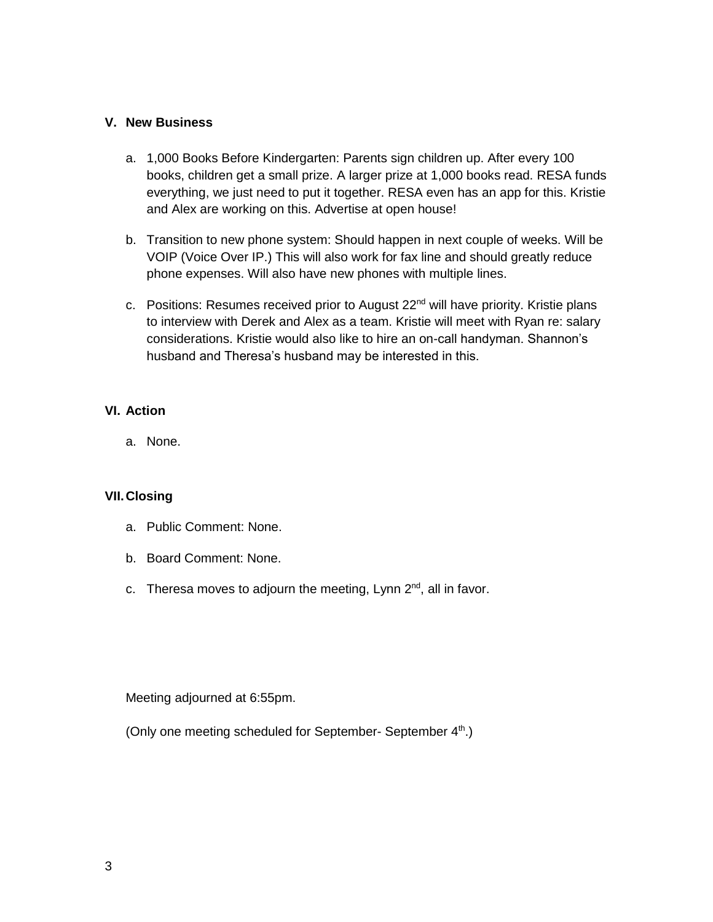## V. New Business

a. 1,000 Books Before Kindergarten: Parents sign children up. After every 100 books, children get a small prize. A larger prize at 1,000 books read. RESA funds everything, we just need to put it together. RESA even has an app for this. Kristie and Alex are working on this. Advertise at open house!

b. Transition to new phone system: Should happen in next couple of weeks. Will be VOIP (Voice Over IP.) This will also work for fax line and should greatly reduce phone expenses. Will also have new phones with multiple lines.

c. Positions: Resumes received prior to August 22nd will have priority. Kristie plans to interview with Derek and Alex as a team. Kristie will meet with Ryan re: salary considerations. Kristie would also like to hire an on-call handyman. Shannon's husband and Theresa's husband may be interested in this.

## VI. Action

a. None.

## VII. Closing

a. Public Comment: None.

b. Board Comment: None.

c. Theresa moves to adjourn the meeting, Lynn 2nd, all in favor.

Meeting adjourned at 6:55pm.

(Only one meeting scheduled for September- September 4th.)